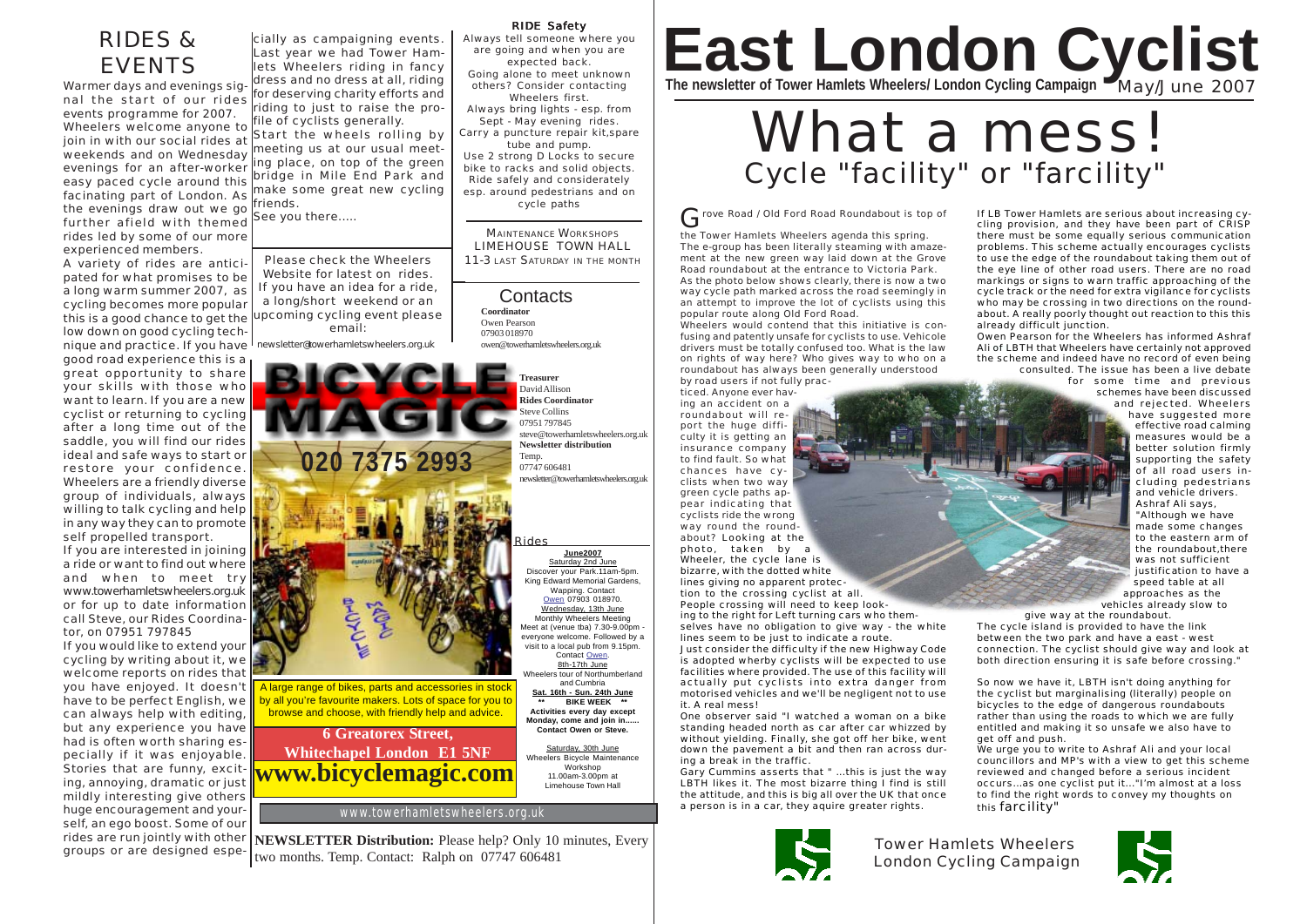# RIDES & EVENTS

Warmer days and evenings signal the start of our rides events programme for 2007. Wheelers welcome anyone to join in with our social rides at weekends and on Wednesday evenings for an after-worker easy paced cycle around this facinating part of London. As the evenings draw out we go further afield with themed rides led by some of our more experienced members.

A variety of rides are anticipated for what promises to be a long warm summer 2007, as cycling becomes more popular this is a good chance to get the low down on good cycling technique and practice. If you have good road experience this is a great opportunity to share your skills with those who want to learn. If you are a new cyclist or returning to cycling after a long time out of the saddle, you will find our rides ideal and safe ways to start or restore your confidence. Wheelers are a friendly diverse group of individuals, always willing to talk cycling and help in any way they can to promote self propelled transport.

If you are interested in joining a ride or want to find out where and when to meet try www.towerhamletswheelers.org.uk or for up to date information call Steve, our Rides Coordinator, on 07951 797845

If you would like to extend your cycling by writing about it, we welcome reports on rides that you have enjoyed. It doesn't have to be perfect English, we can always help with editing, but any experience you have had is often worth sharing especially if it was enjoyable. Stories that are funny, exciting, annoying, dramatic or just mildly interesting give others huge encouragement and yourself, an ego boost. Some of our rides are run jointly with other groups or are designed especially as campaigning events. Last year we had Tower Hamlets Wheelers riding in fancy dress and no dress at all, riding for deserving charity efforts and riding to just to raise the profile of cyclists generally.

Start the wheels rolling by meeting us at our usual meeting place, on top of the green bridge in Mile End Park and make some great new cycling friends.

See you there.....

Please check the Wheelers Website for latest on rides. If you have an idea for a ride, a long/short weekend or an upcoming cycling event please email:

newsletter@towerhamletswheelers.org.uk

**BICYCLE MAGIC**

**020 7375 2993**

A large range of bikes, parts and accessories in stock by all you're favourite makers. Lots of space for you to browse and choose, with friendly help and advice.

**6 Greatorex Street, Whitechapel London E1 5NF**

**www.bicyclemagic.com**

### RIDE Safety

Always tell someone where you are going and when you are expected back.
Going alone to meet unknown others? Consider contacting Wheelers first.
Always bring lights - esp. from Sept - May evening rides.
Carry a puncture repair kit,spare tube and pump.
Use 2 strong D Locks to secure bike to racks and solid objects.
Ride safely and considerately esp. around pedestrians and on cycle paths

MAINTENANCE WORKSHOPS
LIMEHOUSE TOWN HALL
11-3 LAST SATURDAY IN THE MONTH

## Contacts

**Coordinator**
Owen Pearson
07903 018970
owen@towerhamletswheelers.org.uk

**Treasurer**
David Allison

**Rides Coordinator**
Steve Collins
07951 797845
steve@towerhamletswheelers.org.uk

**Newsletter distribution**
Temp.
07747 606481
newsletter@towerhamletswheelers.org.uk

### Rides

**June2007**

Saturday 2nd June
Discover your Park.11am-5pm. King Edward Memorial Gardens, Wapping. Contact Owen 07903 018970.

Wednesday, 13th June
Monthly Wheelers Meeting Meet at (venue tba) 7.30-9.00pm - everyone welcome. Followed by a visit to a local pub from 9.15pm. Contact Owen.

8th-17th June
Wheelers tour of Northumberland and Cumbria

**Sat. 16th - Sun. 24th June**
**\*\* BIKE WEEK \*\***
**Activities every day except Monday, come and join in...... Contact Owen or Steve.**

Saturday, 30th June
Wheelers Bicycle Maintenance Workshop
11.00am-3.00pm at Limehouse Town Hall

www.towerhamletswheelers.org.uk

**NEWSLETTER Distribution:** Please help? Only 10 minutes, Every two months. Temp. Contact: Ralph on 07747 606481

# East London Cyclist

**The newsletter of Tower Hamlets Wheelers/ London Cycling Campaign** May/June 2007

# What a mess!

## Cycle "facility" or "farcility"

Grove Road / Old Ford Road Roundabout is top of the Tower Hamlets Wheelers agenda this spring. The e-group has been literally steaming with amazement at the new green way laid down at the Grove Road roundabout at the entrance to Victoria Park. As the photo below shows clearly, there is now a two way cycle path marked across the road seemingly in an attempt to improve the lot of cyclists using this popular route along Old Ford Road.

Wheelers would contend that this initiative is confusing and patently unsafe for cyclists to use. Vehicle drivers must be totally confused too. What is the law on rights of way here? Who gives way to who on a roundabout has always been generally understood by road users if not fully practiced. Anyone ever having an accident on a roundabout will report the huge difficulty it is getting an insurance company to find fault. So what chances have cyclists when two way green cycle paths appear indicating that cyclists ride the wrong way round the roundabout? Looking at the photo, taken by a Wheeler, the cycle lane is bizarre, with the dotted white lines giving no apparent protection to the crossing cyclist at all.

People crossing will need to keep looking to the right for Left turning cars who themselves have no obligation to give way - the white lines seem to be just to indicate a route.

Just consider the difficulty if the new Highway Code is adopted wherby cyclists will be expected to use facilities where provided. The use of this facility will actually put cyclists into extra danger from motorised vehicles and we'll be negligent not to use it. A real mess!

One observer said "I watched a woman on a bike standing headed north as car after car whizzed by without yielding. Finally, she got off her bike, went down the pavement a bit and then ran across during a break in the traffic.

Gary Cummins asserts that " ...this is just the way LBTH likes it. The most bizarre thing I find is still the attitude, and this is big all over the UK that once a person is in a car, they aquire greater rights.

If LB Tower Hamlets are serious about increasing cycling provision, and they have been part of CRISP there must be some equally serious communication problems. This scheme actually encourages cyclists to use the edge of the roundabout taking them out of the eye line of other road users. There are no road markings or signs to warn traffic approaching of the cycle track or the need for extra vigilance for cyclists who may be crossing in two directions on the roundabout. A really poorly thought out reaction to this this already difficult junction.

Owen Pearson for the Wheelers has informed Ashraf Ali of LBTH that Wheelers have certainly not approved the scheme and indeed have no record of even being consulted. The issue has been a live debate for some time and previous schemes have been discussed and rejected. Wheelers have suggested more effective road calming measures would be a better solution firmly supporting the safety of all road users including pedestrians and vehicle drivers. Ashraf Ali says, "Although we have made some changes to the eastern arm of the roundabout,there was not sufficient justification to have a speed table at all approaches as the vehicles already slow to give way at the roundabout. The cycle island is provided to have the link between the two park and have a east - west connection. The cyclist should give way and look at both direction ensuring it is safe before crossing."

So now we have it, LBTH isn't doing anything for the cyclist but marginalising (literally) people on bicycles to the edge of dangerous roundabouts rather than using the roads to which we are fully entitled and making it so unsafe we also have to get off and push.

We urge you to write to Ashraf Ali and your local councillors and MP's with a view to get this scheme reviewed and changed before a serious incident occurs...as one cyclist put it..."I'm almost at a loss to find the right words to convey my thoughts on this farcility"

Tower Hamlets Wheelers
London Cycling Campaign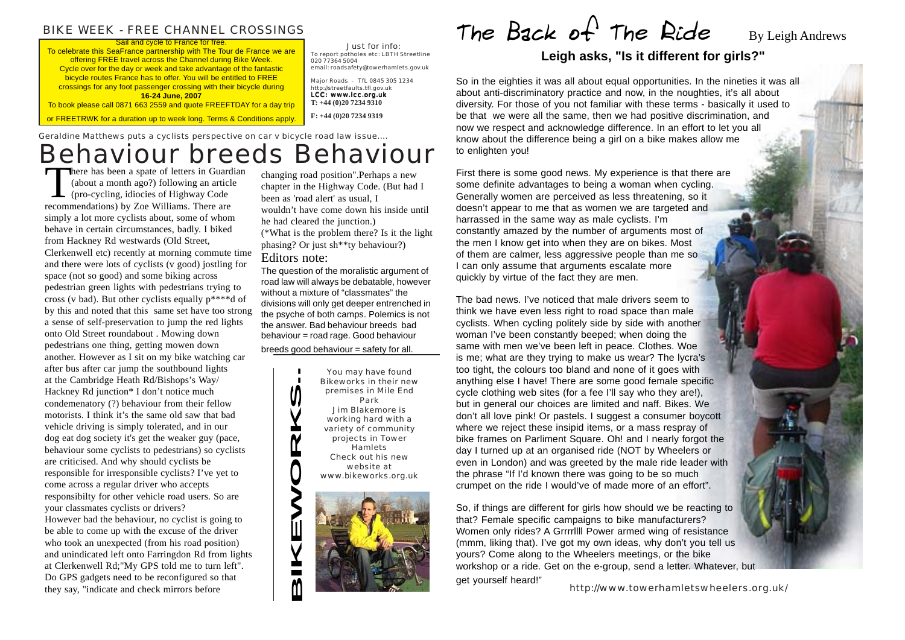## BIKE WEEK - FREE CHANNEL CROSSINGS

**Sail and cycle to France for free.**
To celebrate this SeaFrance partnership with The Tour de France we are offering FREE travel across the Channel during Bike Week. Cycle over for the day or week and take advantage of the fantastic bicycle routes France has to offer. You will be entitled to FREE crossings for any foot passenger crossing with their bicycle during **16-24 June, 2007**
To book please call 0871 663 2559 and quote FREEFTDAY for a day trip or FREETRWK for a duration up to week long. Terms & Conditions apply.

Just for info:
To report potholes etc: LBTH Streetline 020 77364 5004
email: roadsafety@towerhamlets.gov.uk

Major Roads - TfL 0845 305 1234
http://streetfaults.tfl.gov.uk
**LCC: www.lcc.org.uk**
**T: +44 (0)20 7234 9310**
**F: +44 (0)20 7234 9319**

*Geraldine Matthews puts a cyclists perspective on car v bicycle road law issue....*

# Behaviour breeds Behaviour

There has been a spate of letters in Guardian (about a month ago?) following an article (pro-cycling, idiocies of Highway Code recommendations) by Zoe Williams. There are simply a lot more cyclists about, some of whom behave in certain circumstances, badly. I biked from Hackney Rd westwards (Old Street, Clerkenwell etc) recently at morning commute time and there were lots of cyclists (v good) jostling for space (not so good) and some biking across pedestrian green lights with pedestrians trying to cross (v bad). But other cyclists equally p****d of by this and noted that this same set have too strong a sense of self-preservation to jump the red lights onto Old Street roundabout . Mowing down pedestrians one thing, getting mowen down another. However as I sit on my bike watching car after bus after car jump the southbound lights at the Cambridge Heath Rd/Bishops's Way/ Hackney Rd junction* I don't notice much condemenatory (?) behaviour from their fellow motorists. I think it's the same old saw that bad vehicle driving is simply tolerated, and in our dog eat dog society it's get the weaker guy (pace, behaviour some cyclists to pedestrians) so cyclists are criticised. And why should cyclists be responsible for irresponsible cyclists? I've yet to come across a regular driver who accepts responsibilty for other vehicle road users. So are your classmates cyclists or drivers?
However bad the behaviour, no cyclist is going to be able to come up with the excuse of the driver who took an unexpected (from his road position) and unindicated left onto Farringdon Rd from lights at Clerkenwell Rd;"My GPS told me to turn left". Do GPS gadgets need to be reconfigured so that they say, "indicate and check mirrors before changing road position".Perhaps a new chapter in the Highway Code. (But had I been as 'road alert' as usual, I wouldn't have come down his inside until he had cleared the junction.)
(*What is the problem there? Is it the light phasing? Or just sh**ty behaviour?)

### Editors note:

The question of the moralistic argument of road law will always be debatable, however without a mixture of "classmates" the divisions will only get deeper entrenched in the psyche of both camps. Polemics is not the answer. Bad behaviour breeds bad behaviour = road rage. Good behaviour breeds good behaviour = safety for all.

**BIKEWORKS...**

You may have found Bikeworks in their new premises in Mile End Park
Jim Blakemore is working hard with a variety of community projects in Tower Hamlets
Check out his new website at www.bikeworks.org.uk

# The Back of The Ride

By Leigh Andrews

### Leigh asks, "Is it different for girls?"

So in the eighties it was all about equal opportunities. In the nineties it was all about anti-discriminatory practice and now, in the noughties, it's all about diversity. For those of you not familiar with these terms - basically it used to be that we were all the same, then we had positive discrimination, and now we respect and acknowledge difference. In an effort to let you all know about the difference being a girl on a bike makes allow me to enlighten you!

First there is some good news. My experience is that there are some definite advantages to being a woman when cycling. Generally women are perceived as less threatening, so it doesn't appear to me that as women we are targeted and harrassed in the same way as male cyclists. I'm constantly amazed by the number of arguments most of the men I know get into when they are on bikes. Most of them are calmer, less aggressive people than me so I can only assume that arguments escalate more quickly by virtue of the fact they are men.

The bad news. I've noticed that male drivers seem to think we have even less right to road space than male cyclists. When cycling politely side by side with another woman I've been constantly beeped; when doing the same with men we've been left in peace. Clothes. Woe is me; what are they trying to make us wear? The lycra's too tight, the colours too bland and none of it goes with anything else I have! There are some good female specific cycle clothing web sites (for a fee I'll say who they are!), but in general our choices are limited and naff. Bikes. We don't all love pink! Or pastels. I suggest a consumer boycott where we reject these insipid items, or a mass respray of bike frames on Parliment Square. Oh! and I nearly forgot the day I turned up at an organised ride (NOT by Wheelers or even in London) and was greeted by the male ride leader with the phrase "If I'd known there was going to be so much crumpet on the ride I would've of made more of an effort".

So, if things are different for girls how should we be reacting to that? Female specific campaigns to bike manufacturers? Women only rides? A Grrrrllll Power armed wing of resistance (mmm, liking that). I've got my own ideas, why don't you tell us yours? Come along to the Wheelers meetings, or the bike workshop or a ride. Get on the e-group, send a letter. Whatever, but get yourself heard!"

http://www.towerhamletswheelers.org.uk/